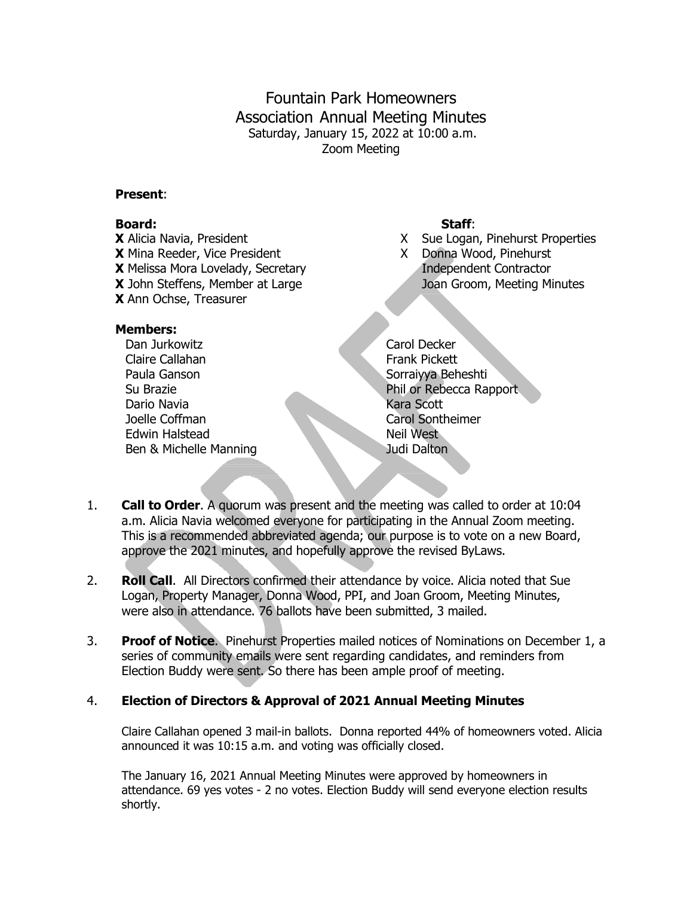# Fountain Park Homeowners Association Annual Meeting Minutes

Saturday, January 15, 2022 at 10:00 a.m.
Zoom Meeting

**Present**:

**Board:**

**X** Alicia Navia, President
**X** Mina Reeder, Vice President
**X** Melissa Mora Lovelady, Secretary
**X** John Steffens, Member at Large
**X** Ann Ochse, Treasurer

**Staff**:

X Sue Logan, Pinehurst Properties
X Donna Wood, Pinehurst Independent Contractor
Joan Groom, Meeting Minutes

**Members:**

Dan Jurkowitz
Claire Callahan
Paula Ganson
Su Brazie
Dario Navia
Joelle Coffman
Edwin Halstead
Ben & Michelle Manning
Carol Decker
Frank Pickett
Sorraiyya Beheshti
Phil or Rebecca Rapport
Kara Scott
Carol Sontheimer
Neil West
Judi Dalton

1. **Call to Order**. A quorum was present and the meeting was called to order at 10:04 a.m. Alicia Navia welcomed everyone for participating in the Annual Zoom meeting. This is a recommended abbreviated agenda; our purpose is to vote on a new Board, approve the 2021 minutes, and hopefully approve the revised ByLaws.

2. **Roll Call**. All Directors confirmed their attendance by voice. Alicia noted that Sue Logan, Property Manager, Donna Wood, PPI, and Joan Groom, Meeting Minutes, were also in attendance. 76 ballots have been submitted, 3 mailed.

3. **Proof of Notice**. Pinehurst Properties mailed notices of Nominations on December 1, a series of community emails were sent regarding candidates, and reminders from Election Buddy were sent. So there has been ample proof of meeting.

4. **Election of Directors & Approval of 2021 Annual Meeting Minutes**

   Claire Callahan opened 3 mail-in ballots. Donna reported 44% of homeowners voted. Alicia announced it was 10:15 a.m. and voting was officially closed.

   The January 16, 2021 Annual Meeting Minutes were approved by homeowners in attendance. 69 yes votes - 2 no votes. Election Buddy will send everyone election results shortly.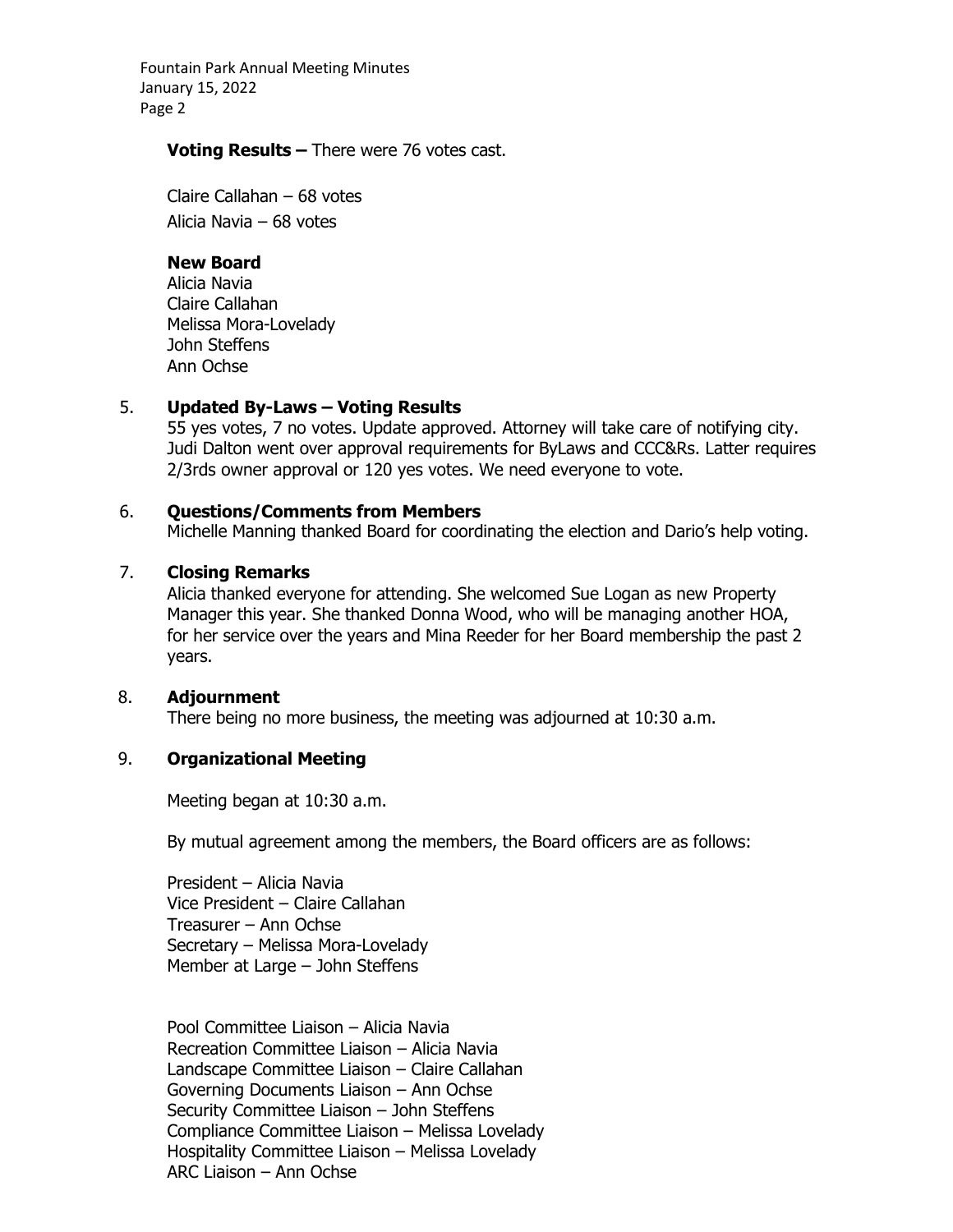**Voting Results –** There were 76 votes cast.

Claire Callahan – 68 votes
Alicia Navia – 68 votes

**New Board**
Alicia Navia
Claire Callahan
Melissa Mora-Lovelady
John Steffens
Ann Ochse

5. **Updated By-Laws – Voting Results**
   55 yes votes, 7 no votes. Update approved. Attorney will take care of notifying city. Judi Dalton went over approval requirements for ByLaws and CCC&Rs. Latter requires 2/3rds owner approval or 120 yes votes. We need everyone to vote.

6. **Questions/Comments from Members**
   Michelle Manning thanked Board for coordinating the election and Dario's help voting.

7. **Closing Remarks**
   Alicia thanked everyone for attending. She welcomed Sue Logan as new Property Manager this year. She thanked Donna Wood, who will be managing another HOA, for her service over the years and Mina Reeder for her Board membership the past 2 years.

8. **Adjournment**
   There being no more business, the meeting was adjourned at 10:30 a.m.

9. **Organizational Meeting**

   Meeting began at 10:30 a.m.

   By mutual agreement among the members, the Board officers are as follows:

   President – Alicia Navia
   Vice President – Claire Callahan
   Treasurer – Ann Ochse
   Secretary – Melissa Mora-Lovelady
   Member at Large – John Steffens

   Pool Committee Liaison – Alicia Navia
   Recreation Committee Liaison – Alicia Navia
   Landscape Committee Liaison – Claire Callahan
   Governing Documents Liaison – Ann Ochse
   Security Committee Liaison – John Steffens
   Compliance Committee Liaison – Melissa Lovelady
   Hospitality Committee Liaison – Melissa Lovelady
   ARC Liaison – Ann Ochse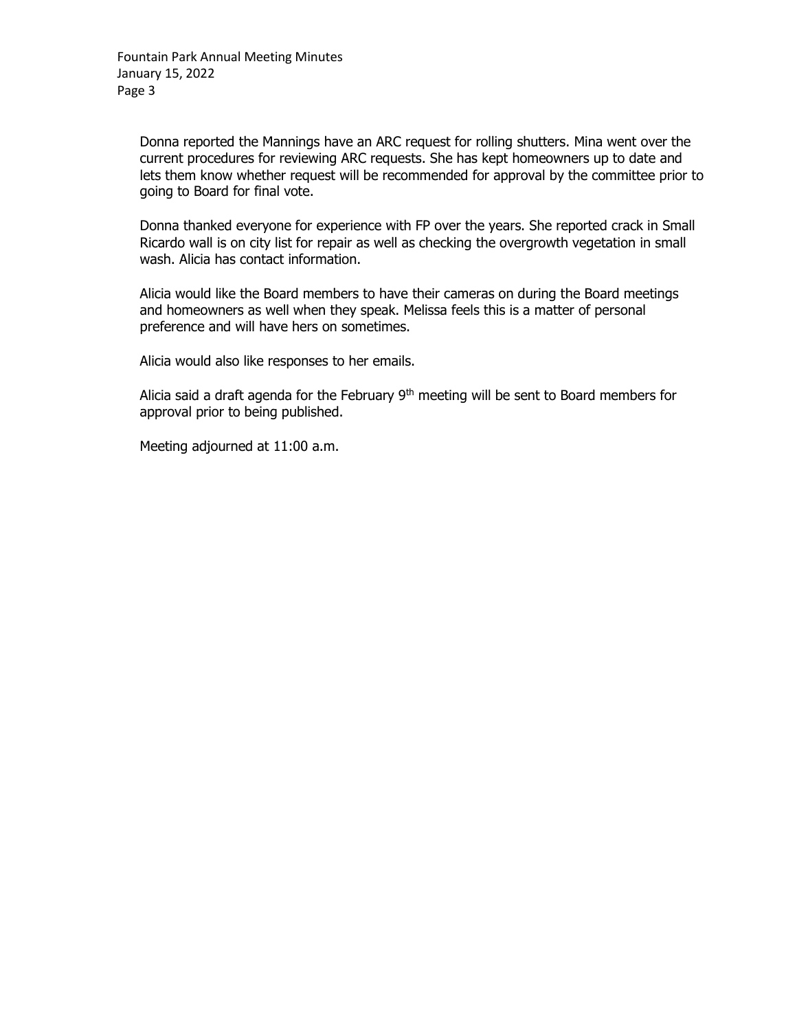Donna reported the Mannings have an ARC request for rolling shutters. Mina went over the current procedures for reviewing ARC requests. She has kept homeowners up to date and lets them know whether request will be recommended for approval by the committee prior to going to Board for final vote.

Donna thanked everyone for experience with FP over the years. She reported crack in Small Ricardo wall is on city list for repair as well as checking the overgrowth vegetation in small wash. Alicia has contact information.

Alicia would like the Board members to have their cameras on during the Board meetings and homeowners as well when they speak. Melissa feels this is a matter of personal preference and will have hers on sometimes.

Alicia would also like responses to her emails.

Alicia said a draft agenda for the February 9th meeting will be sent to Board members for approval prior to being published.

Meeting adjourned at 11:00 a.m.